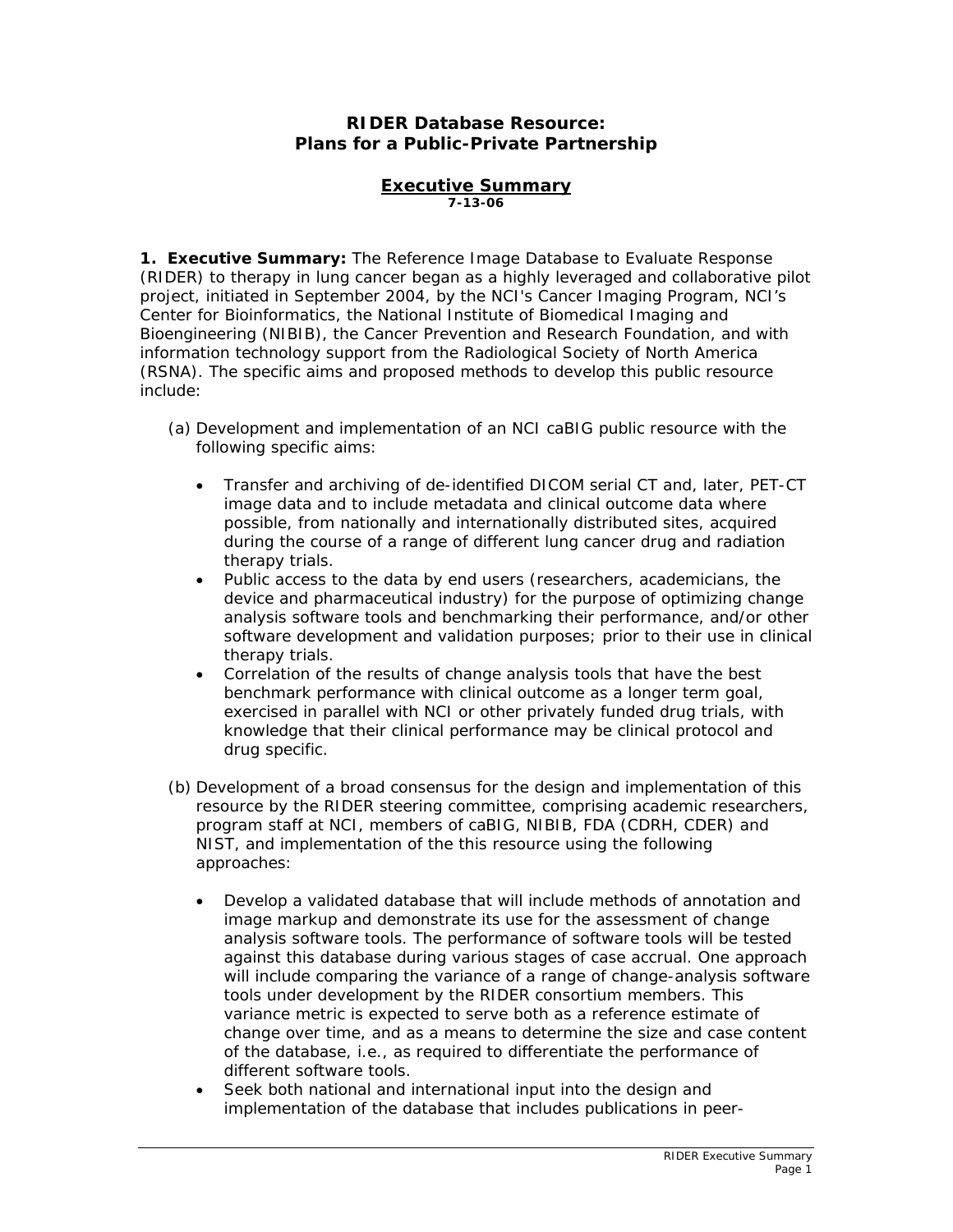# RIDER Database Resource: Plans for a Public-Private Partnership

## Executive Summary

**7-13-06**

**1. Executive Summary:** The Reference Image Database to Evaluate Response (RIDER) to therapy in lung cancer began as a highly leveraged and collaborative pilot project, initiated in September 2004, by the NCI's Cancer Imaging Program, NCI's Center for Bioinformatics, the National Institute of Biomedical Imaging and Bioengineering (NIBIB), the Cancer Prevention and Research Foundation, and with information technology support from the Radiological Society of North America (RSNA). The specific aims and proposed methods to develop this public resource include:

(a) Development and implementation of an NCI caBIG public resource with the following specific aims:

- Transfer and archiving of de-identified DICOM serial CT and, later, PET-CT image data and to include metadata and clinical outcome data where possible, from nationally and internationally distributed sites, acquired during the course of a range of different lung cancer drug and radiation therapy trials.
- Public access to the data by end users (researchers, academicians, the device and pharmaceutical industry) for the purpose of optimizing change analysis software tools and benchmarking their performance, and/or other software development and validation purposes; prior to their use in clinical therapy trials.
- Correlation of the results of change analysis tools that have the best benchmark performance with clinical outcome as a longer term goal, exercised in parallel with NCI or other privately funded drug trials, with knowledge that their clinical performance may be clinical protocol and drug specific.

(b) Development of a broad consensus for the design and implementation of this resource by the RIDER steering committee, comprising academic researchers, program staff at NCI, members of caBIG, NIBIB, FDA (CDRH, CDER) and NIST, and implementation of the this resource using the following approaches:

- Develop a validated database that will include methods of annotation and image markup and demonstrate its use for the assessment of change analysis software tools. The performance of software tools will be tested against this database during various stages of case accrual. One approach will include comparing the variance of a range of change-analysis software tools under development by the RIDER consortium members. This variance metric is expected to serve both as a reference estimate of change over time, and as a means to determine the size and case content of the database, i.e., as required to differentiate the performance of different software tools.
- Seek both national and international input into the design and implementation of the database that includes publications in peer-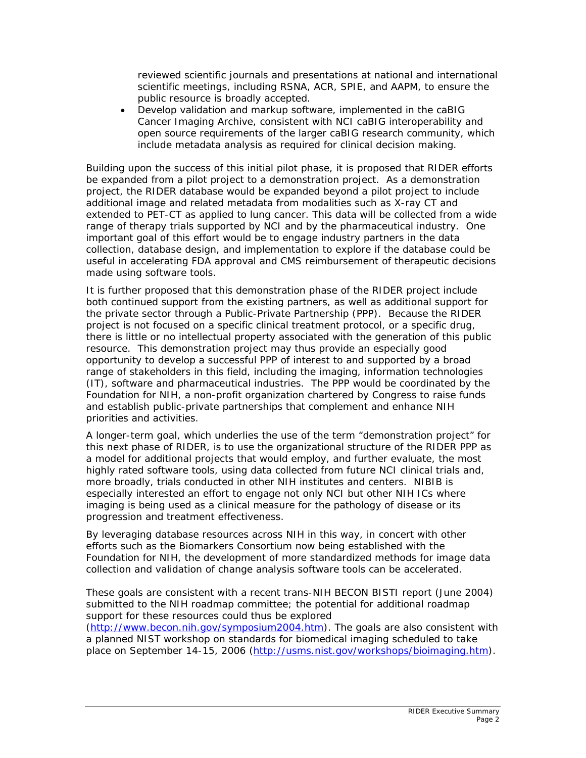reviewed scientific journals and presentations at national and international scientific meetings, including RSNA, ACR, SPIE, and AAPM, to ensure the public resource is broadly accepted.

- Develop validation and markup software, implemented in the caBIG Cancer Imaging Archive, consistent with NCI caBIG interoperability and open source requirements of the larger caBIG research community, which include metadata analysis as required for clinical decision making.

Building upon the success of this initial pilot phase, it is proposed that RIDER efforts be expanded from a pilot project to a demonstration project. As a demonstration project, the RIDER database would be expanded beyond a pilot project to include additional image and related metadata from modalities such as X-ray CT and extended to PET-CT as applied to lung cancer. This data will be collected from a wide range of therapy trials supported by NCI and by the pharmaceutical industry. One important goal of this effort would be to engage industry partners in the data collection, database design, and implementation to explore if the database could be useful in accelerating FDA approval and CMS reimbursement of therapeutic decisions made using software tools.

It is further proposed that this demonstration phase of the RIDER project include both continued support from the existing partners, as well as additional support for the private sector through a Public-Private Partnership (PPP). Because the RIDER project is not focused on a specific clinical treatment protocol, or a specific drug, there is little or no intellectual property associated with the generation of this public resource. This demonstration project may thus provide an especially good opportunity to develop a successful PPP of interest to and supported by a broad range of stakeholders in this field, including the imaging, information technologies (IT), software and pharmaceutical industries. The PPP would be coordinated by the Foundation for NIH, a non-profit organization chartered by Congress to raise funds and establish public-private partnerships that complement and enhance NIH priorities and activities.

A longer-term goal, which underlies the use of the term "demonstration project" for this next phase of RIDER, is to use the organizational structure of the RIDER PPP as a model for additional projects that would employ, and further evaluate, the most highly rated software tools, using data collected from future NCI clinical trials and, more broadly, trials conducted in other NIH institutes and centers. NIBIB is especially interested an effort to engage not only NCI but other NIH ICs where imaging is being used as a clinical measure for the pathology of disease or its progression and treatment effectiveness.

By leveraging database resources across NIH in this way, in concert with other efforts such as the Biomarkers Consortium now being established with the Foundation for NIH, the development of more standardized methods for image data collection and validation of change analysis software tools can be accelerated.

These goals are consistent with a recent trans-NIH BECON BISTI report (June 2004) submitted to the NIH roadmap committee; the potential for additional roadmap support for these resources could thus be explored (http://www.becon.nih.gov/symposium2004.htm). The goals are also consistent with a planned NIST workshop on standards for biomedical imaging scheduled to take place on September 14-15, 2006 (http://usms.nist.gov/workshops/bioimaging.htm).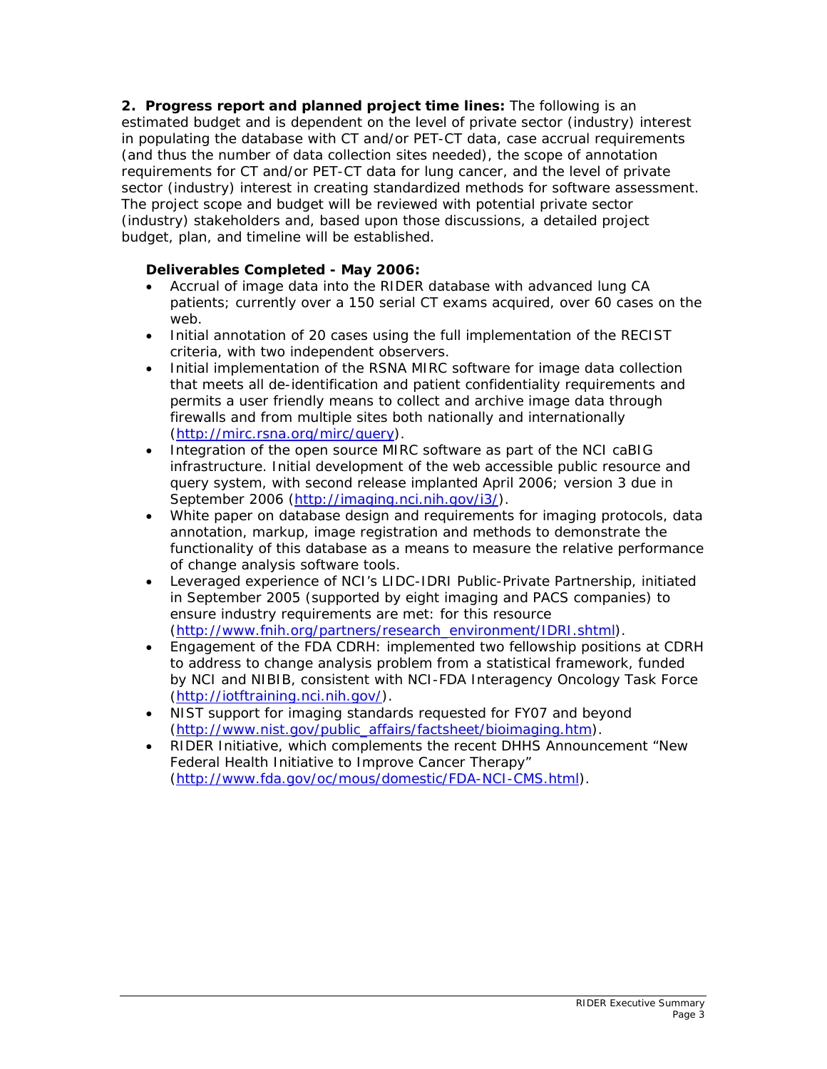**2. Progress report and planned project time lines:** The following is an estimated budget and is dependent on the level of private sector (industry) interest in populating the database with CT and/or PET-CT data, case accrual requirements (and thus the number of data collection sites needed), the scope of annotation requirements for CT and/or PET-CT data for lung cancer, and the level of private sector (industry) interest in creating standardized methods for software assessment. The project scope and budget will be reviewed with potential private sector (industry) stakeholders and, based upon those discussions, a detailed project budget, plan, and timeline will be established.

**Deliverables Completed - May 2006:**

- Accrual of image data into the RIDER database with advanced lung CA patients; currently over a 150 serial CT exams acquired, over 60 cases on the web.
- Initial annotation of 20 cases using the full implementation of the RECIST criteria, with two independent observers.
- Initial implementation of the RSNA MIRC software for image data collection that meets all de-identification and patient confidentiality requirements and permits a user friendly means to collect and archive image data through firewalls and from multiple sites both nationally and internationally (http://mirc.rsna.org/mirc/query).
- Integration of the open source MIRC software as part of the NCI caBIG infrastructure. Initial development of the web accessible public resource and query system, with second release implanted April 2006; version 3 due in September 2006 (http://imaging.nci.nih.gov/i3/).
- White paper on database design and requirements for imaging protocols, data annotation, markup, image registration and methods to demonstrate the functionality of this database as a means to measure the relative performance of change analysis software tools.
- Leveraged experience of NCI's LIDC-IDRI Public-Private Partnership, initiated in September 2005 (supported by eight imaging and PACS companies) to ensure industry requirements are met: for this resource (http://www.fnih.org/partners/research_environment/IDRI.shtml).
- Engagement of the FDA CDRH: implemented two fellowship positions at CDRH to address to change analysis problem from a statistical framework, funded by NCI and NIBIB, consistent with NCI-FDA Interagency Oncology Task Force (http://iotftraining.nci.nih.gov/).
- NIST support for imaging standards requested for FY07 and beyond (http://www.nist.gov/public_affairs/factsheet/bioimaging.htm).
- RIDER Initiative, which complements the recent DHHS Announcement "New Federal Health Initiative to Improve Cancer Therapy" (http://www.fda.gov/oc/mous/domestic/FDA-NCI-CMS.html).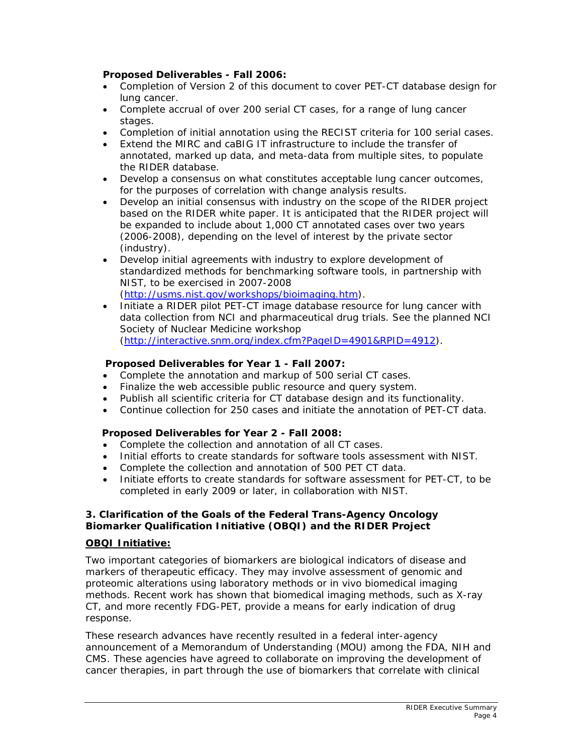**Proposed Deliverables - Fall 2006:**

- Completion of Version 2 of this document to cover PET-CT database design for lung cancer.
- Complete accrual of over 200 serial CT cases, for a range of lung cancer stages.
- Completion of initial annotation using the RECIST criteria for 100 serial cases.
- Extend the MIRC and caBIG IT infrastructure to include the transfer of annotated, marked up data, and meta-data from multiple sites, to populate the RIDER database.
- Develop a consensus on what constitutes acceptable lung cancer outcomes, for the purposes of correlation with change analysis results.
- Develop an initial consensus with industry on the scope of the RIDER project based on the RIDER white paper. It is anticipated that the RIDER project will be expanded to include about 1,000 CT annotated cases over two years (2006-2008), depending on the level of interest by the private sector (industry).
- Develop initial agreements with industry to explore development of standardized methods for benchmarking software tools, in partnership with NIST, to be exercised in 2007-2008 (http://usms.nist.gov/workshops/bioimaging.htm).
- Initiate a RIDER pilot PET-CT image database resource for lung cancer with data collection from NCI and pharmaceutical drug trials. See the planned NCI Society of Nuclear Medicine workshop (http://interactive.snm.org/index.cfm?PageID=4901&RPID=4912).

**Proposed Deliverables for Year 1 - Fall 2007:**

- Complete the annotation and markup of 500 serial CT cases.
- Finalize the web accessible public resource and query system.
- Publish all scientific criteria for CT database design and its functionality.
- Continue collection for 250 cases and initiate the annotation of PET-CT data.

**Proposed Deliverables for Year 2 - Fall 2008:**

- Complete the collection and annotation of all CT cases.
- Initial efforts to create standards for software tools assessment with NIST.
- Complete the collection and annotation of 500 PET CT data.
- Initiate efforts to create standards for software assessment for PET-CT, to be completed in early 2009 or later, in collaboration with NIST.

## 3. Clarification of the Goals of the Federal Trans-Agency Oncology Biomarker Qualification Initiative (OBQI) and the RIDER Project

**OBQI Initiative:**

Two important categories of biomarkers are biological indicators of disease and markers of therapeutic efficacy. They may involve assessment of genomic and proteomic alterations using laboratory methods or in vivo biomedical imaging methods. Recent work has shown that biomedical imaging methods, such as X-ray CT, and more recently FDG-PET, provide a means for early indication of drug response.

These research advances have recently resulted in a federal inter-agency announcement of a Memorandum of Understanding (MOU) among the FDA, NIH and CMS. These agencies have agreed to collaborate on improving the development of cancer therapies, in part through the use of biomarkers that correlate with clinical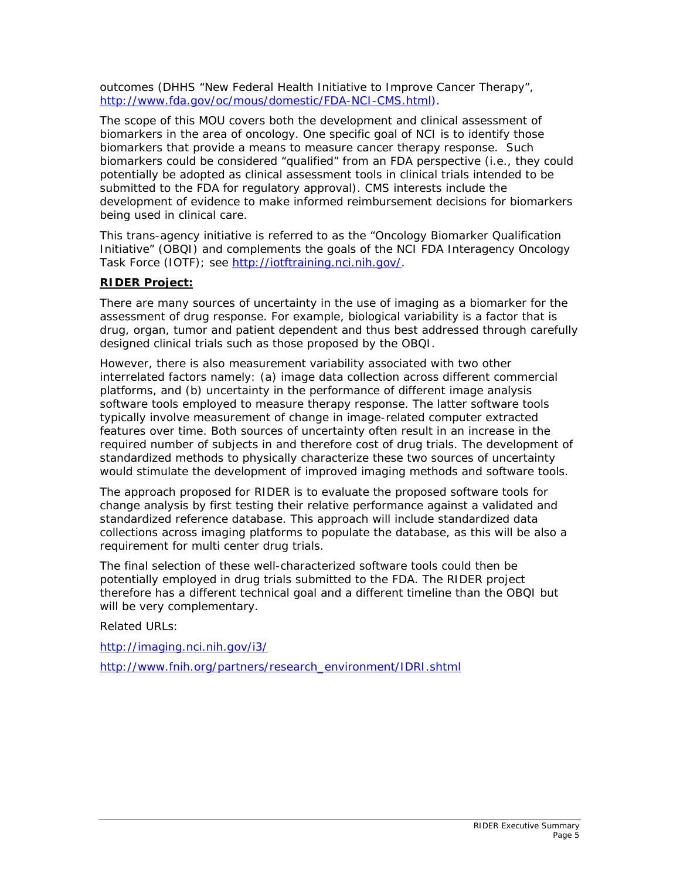outcomes (DHHS “New Federal Health Initiative to Improve Cancer Therapy”, http://www.fda.gov/oc/mous/domestic/FDA-NCI-CMS.html).

The scope of this MOU covers both the development and clinical assessment of biomarkers in the area of oncology. One specific goal of NCI is to identify those biomarkers that provide a means to measure cancer therapy response. Such biomarkers could be considered “qualified” from an FDA perspective (i.e., they could potentially be adopted as clinical assessment tools in clinical trials intended to be submitted to the FDA for regulatory approval). CMS interests include the development of evidence to make informed reimbursement decisions for biomarkers being used in clinical care.

This trans-agency initiative is referred to as the “Oncology Biomarker Qualification Initiative” (OBQI) and complements the goals of the NCI FDA Interagency Oncology Task Force (IOTF); see http://iotftraining.nci.nih.gov/.

**RIDER Project:**

There are many sources of uncertainty in the use of imaging as a biomarker for the assessment of drug response. For example, biological variability is a factor that is drug, organ, tumor and patient dependent and thus best addressed through carefully designed clinical trials such as those proposed by the OBQI.

However, there is also measurement variability associated with two other interrelated factors namely: (a) image data collection across different commercial platforms, and (b) uncertainty in the performance of different image analysis software tools employed to measure therapy response. The latter software tools typically involve measurement of change in image-related computer extracted features over time. Both sources of uncertainty often result in an increase in the required number of subjects in and therefore cost of drug trials. The development of standardized methods to physically characterize these two sources of uncertainty would stimulate the development of improved imaging methods and software tools.

The approach proposed for RIDER is to evaluate the proposed software tools for change analysis by first testing their relative performance against a validated and standardized reference database. This approach will include standardized data collections across imaging platforms to populate the database, as this will be also a requirement for multi center drug trials.

The final selection of these well-characterized software tools could then be potentially employed in drug trials submitted to the FDA. The RIDER project therefore has a different technical goal and a different timeline than the OBQI but will be very complementary.

Related URLs:

http://imaging.nci.nih.gov/i3/

http://www.fnih.org/partners/research_environment/IDRI.shtml